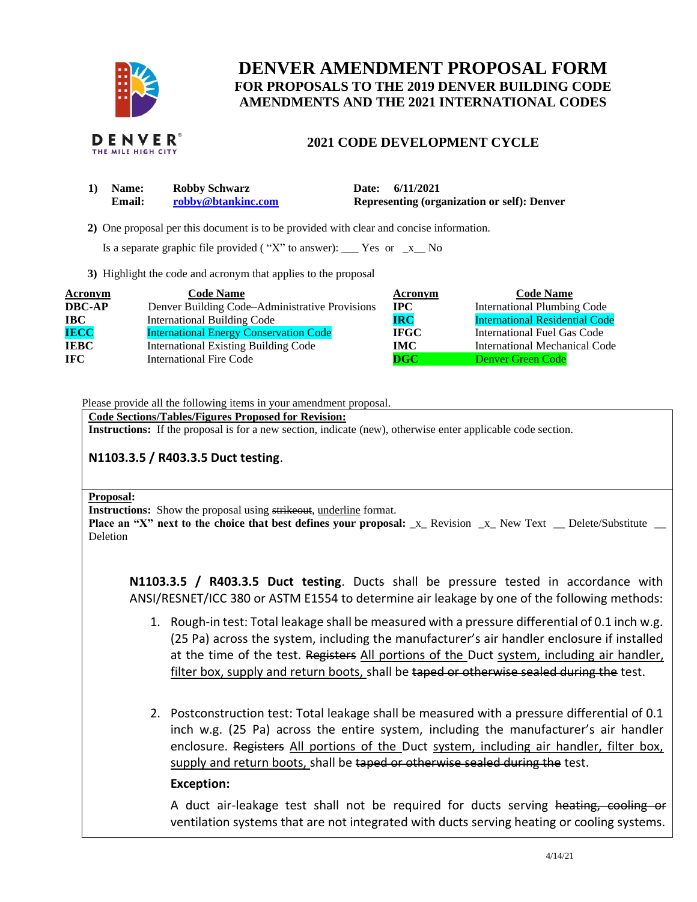# DENVER AMENDMENT PROPOSAL FORM

## FOR PROPOSALS TO THE 2019 DENVER BUILDING CODE AMENDMENTS AND THE 2021 INTERNATIONAL CODES

## 2021 CODE DEVELOPMENT CYCLE

1) **Name:** Robby Schwarz **Date:** 6/11/2021
**Email:** robby@btankinc.com **Representing (organization or self):** Denver

2) One proposal per this document is to be provided with clear and concise information.

Is a separate graphic file provided ( "X" to answer): ___ Yes or _x__ No

3) Highlight the code and acronym that applies to the proposal

| Acronym | Code Name | Acronym | Code Name |
|---|---|---|---|
| DBC-AP | Denver Building Code–Administrative Provisions | IPC | International Plumbing Code |
| IBC | International Building Code | IRC | International Residential Code |
| IECC | International Energy Conservation Code | IFGC | International Fuel Gas Code |
| IEBC | International Existing Building Code | IMC | International Mechanical Code |
| IFC | International Fire Code | DGC | Denver Green Code |

Please provide all the following items in your amendment proposal.

**Code Sections/Tables/Figures Proposed for Revision:**

**Instructions:** If the proposal is for a new section, indicate (new), otherwise enter applicable code section.

**N1103.3.5 / R403.3.5 Duct testing.**

**Proposal:**

**Instructions:** Show the proposal using ~~strikeout~~, <u>underline</u> format.

**Place an "X" next to the choice that best defines your proposal:** _x_ Revision _x_ New Text __ Delete/Substitute __ Deletion

**N1103.3.5 / R403.3.5 Duct testing.** Duct~~s~~ shall be pressure tested in accordance with ANSI/RESNET/ICC 380 or ASTM E1554 to determine air leakage by one of the following methods:

1. Rough-in test: Total leakage shall be measured with a pressure differential of 0.1 inch w.g. (25 Pa) across the system, including the manufacturer's air handler enclosure if installed at the time of the test. ~~Registers~~ <u>All portions of the</u> Duct <u>system, including air handler, filter box, supply and return boots,</u> shall be ~~taped or otherwise sealed during the~~ test.

2. Postconstruction test: Total leakage shall be measured with a pressure differential of 0.1 inch w.g. (25 Pa) across the entire system, including the manufacturer's air handler enclosure. ~~Registers~~ <u>All portions of the</u> Duct <u>system, including air handler, filter box, supply and return boots,</u> shall be ~~taped or otherwise sealed during the~~ test.

   **Exception:**

   A duct air-leakage test shall not be required for ducts serving ~~heating, cooling or~~ ventilation systems that are not integrated with ducts serving heating or cooling systems.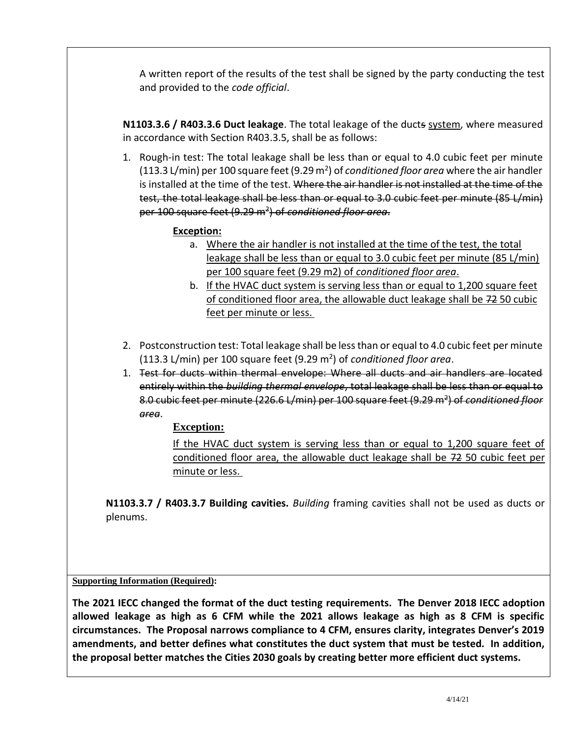A written report of the results of the test shall be signed by the party conducting the test and provided to the *code official*.

**N1103.3.6 / R403.3.6 Duct leakage**. The total leakage of the ~~ducts~~ <u>system</u>, where measured in accordance with Section R403.3.5, shall be as follows:

1. Rough-in test: The total leakage shall be less than or equal to 4.0 cubic feet per minute (113.3 L/min) per 100 square feet (9.29 $m^2$) of *conditioned floor area* where the air handler is installed at the time of the test. ~~Where the air handler is not installed at the time of the test, the total leakage shall be less than or equal to 3.0 cubic feet per minute (85 L/min) per 100 square feet (9.29 $m^2$) of *conditioned floor area*.~~

   <u>**Exception:**</u>

   a. <u>Where the air handler is not installed at the time of the test, the total leakage shall be less than or equal to 3.0 cubic feet per minute (85 L/min) per 100 square feet (9.29 m2) of *conditioned floor area*.</u>
   b. <u>If the HVAC duct system is serving less than or equal to 1,200 square feet of conditioned floor area, the allowable duct leakage shall be ~~72~~ 50 cubic feet per minute or less.</u>

2. Postconstruction test: Total leakage shall be less than or equal to 4.0 cubic feet per minute (113.3 L/min) per 100 square feet (9.29 $m^2$) of *conditioned floor area*.
1. ~~Test for ducts within thermal envelope: Where all ducts and air handlers are located entirely within the *building thermal envelope*, total leakage shall be less than or equal to 8.0 cubic feet per minute (226.6 L/min) per 100 square feet (9.29 $m^2$) of *conditioned floor area*.~~

   <u>**Exception:**</u>

   <u>If the HVAC duct system is serving less than or equal to 1,200 square feet of conditioned floor area, the allowable duct leakage shall be ~~72~~ 50 cubic feet per minute or less.</u>

**N1103.3.7 / R403.3.7 Building cavities.** *Building* framing cavities shall not be used as ducts or plenums.

<u>**Supporting Information (Required)**</u>**:**

**The 2021 IECC changed the format of the duct testing requirements. The Denver 2018 IECC adoption allowed leakage as high as 6 CFM while the 2021 allows leakage as high as 8 CFM is specific circumstances. The Proposal narrows compliance to 4 CFM, ensures clarity, integrates Denver's 2019 amendments, and better defines what constitutes the duct system that must be tested. In addition, the proposal better matches the Cities 2030 goals by creating better more efficient duct systems.**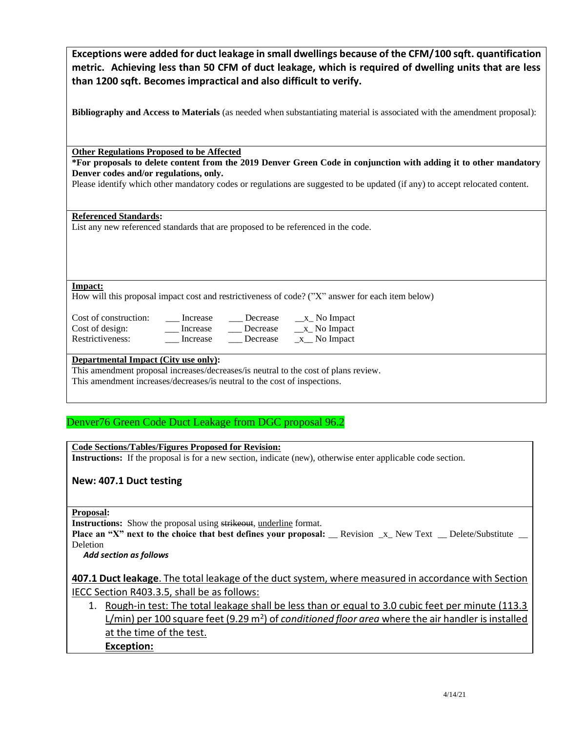**Exceptions were added for duct leakage in small dwellings because of the CFM/100 sqft. quantification metric. Achieving less than 50 CFM of duct leakage, which is required of dwelling units that are less than 1200 sqft. Becomes impractical and also difficult to verify.**

**Bibliography and Access to Materials** (as needed when substantiating material is associated with the amendment proposal):

**Other Regulations Proposed to be Affected**

**\*For proposals to delete content from the 2019 Denver Green Code in conjunction with adding it to other mandatory Denver codes and/or regulations, only.**

Please identify which other mandatory codes or regulations are suggested to be updated (if any) to accept relocated content.

**Referenced Standards:**

List any new referenced standards that are proposed to be referenced in the code.

**Impact:**

How will this proposal impact cost and restrictiveness of code? ("X" answer for each item below)

| | | | |
|---|---|---|---|
| Cost of construction: | ___ Increase | ___ Decrease | __x_ No Impact |
| Cost of design: | ___ Increase | ___ Decrease | __x_ No Impact |
| Restrictiveness: | ___ Increase | ___ Decrease | _x__ No Impact |

**Departmental Impact (City use only):**

This amendment proposal increases/decreases/is neutral to the cost of plans review.

This amendment increases/decreases/is neutral to the cost of inspections.

Denver76 Green Code Duct Leakage from DGC proposal 96.2

**Code Sections/Tables/Figures Proposed for Revision:**

**Instructions:** If the proposal is for a new section, indicate (new), otherwise enter applicable code section.

**New: 407.1 Duct testing**

**Proposal:**

**Instructions:** Show the proposal using ~~strikeout~~, <u>underline</u> format.

**Place an "X" next to the choice that best defines your proposal:** __ Revision _x_ New Text __ Delete/Substitute __ Deletion

***Add section as follows***

<u>**407.1 Duct leakage**. The total leakage of the duct system, where measured in accordance with Section IECC Section R403.3.5, shall be as follows:</u>

1. <u>Rough-in test: The total leakage shall be less than or equal to 3.0 cubic feet per minute (113.3 L/min) per 100 square feet (9.29 m$^2$) of *conditioned floor area* where the air handler is installed at the time of the test.</u>

   <u>**Exception:**</u>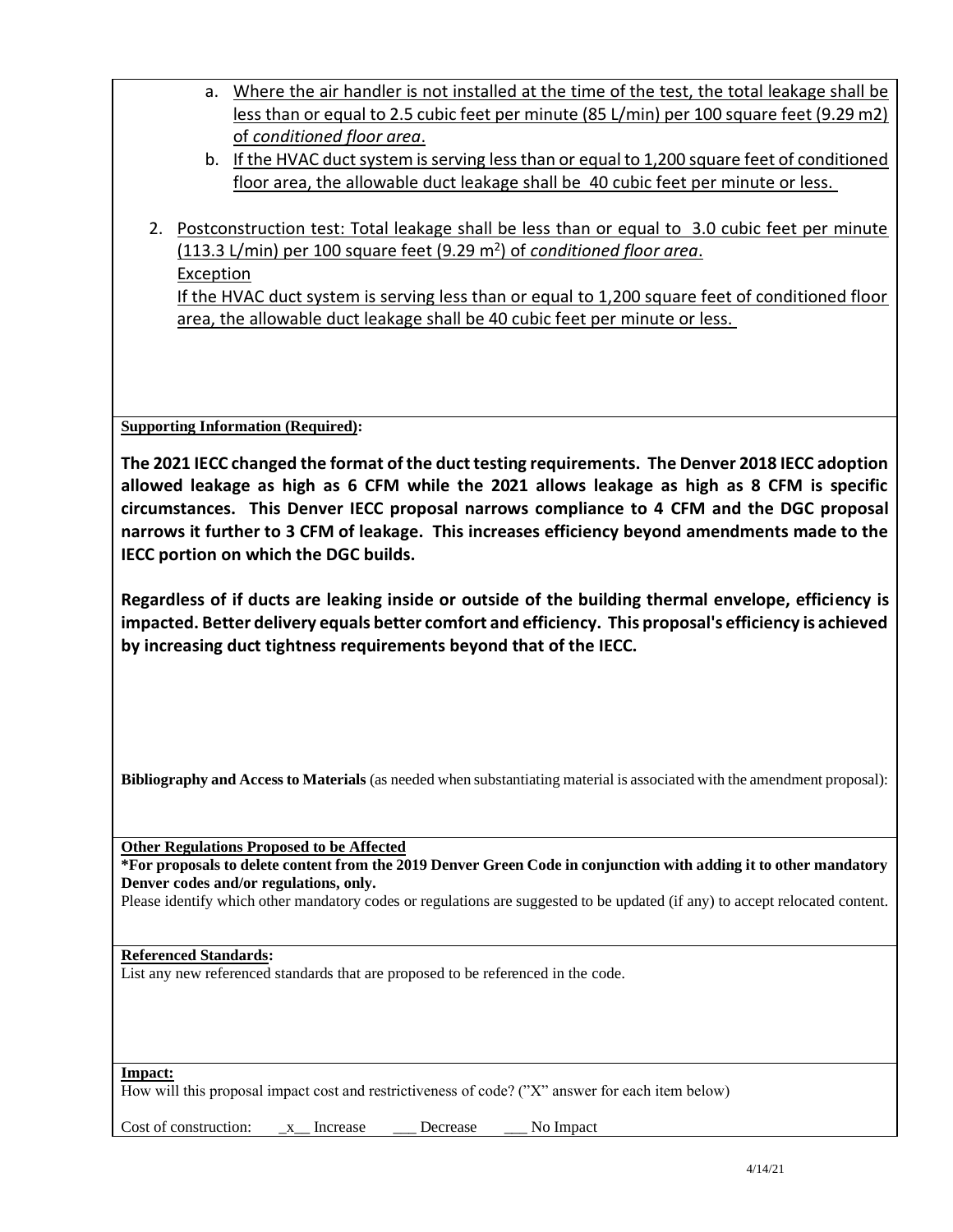a. <u>Where the air handler is not installed at the time of the test, the total leakage shall be less than or equal to 2.5 cubic feet per minute (85 L/min) per 100 square feet (9.29 m2) of *conditioned floor area*.</u>

b. <u>If the HVAC duct system is serving less than or equal to 1,200 square feet of conditioned floor area, the allowable duct leakage shall be 40 cubic feet per minute or less.</u>

2. <u>Postconstruction test: Total leakage shall be less than or equal to 3.0 cubic feet per minute (113.3 L/min) per 100 square feet (9.29 m$^2$) of *conditioned floor area*.</u>
   <u>Exception</u>
   <u>If the HVAC duct system is serving less than or equal to 1,200 square feet of conditioned floor area, the allowable duct leakage shall be 40 cubic feet per minute or less.</u>

**<u>Supporting Information (Required)</u>:**

**The 2021 IECC changed the format of the duct testing requirements. The Denver 2018 IECC adoption allowed leakage as high as 6 CFM while the 2021 allows leakage as high as 8 CFM is specific circumstances. This Denver IECC proposal narrows compliance to 4 CFM and the DGC proposal narrows it further to 3 CFM of leakage. This increases efficiency beyond amendments made to the IECC portion on which the DGC builds.**

**Regardless of if ducts are leaking inside or outside of the building thermal envelope, efficiency is impacted. Better delivery equals better comfort and efficiency. This proposal's efficiency is achieved by increasing duct tightness requirements beyond that of the IECC.**

**Bibliography and Access to Materials** (as needed when substantiating material is associated with the amendment proposal):

**<u>Other Regulations Proposed to be Affected</u>**

**\*For proposals to delete content from the 2019 Denver Green Code in conjunction with adding it to other mandatory Denver codes and/or regulations, only.**

Please identify which other mandatory codes or regulations are suggested to be updated (if any) to accept relocated content.

**<u>Referenced Standards</u>:**

List any new referenced standards that are proposed to be referenced in the code.

**<u>Impact:</u>**

How will this proposal impact cost and restrictiveness of code? ("X" answer for each item below)

Cost of construction: _x__ Increase ___ Decrease ___ No Impact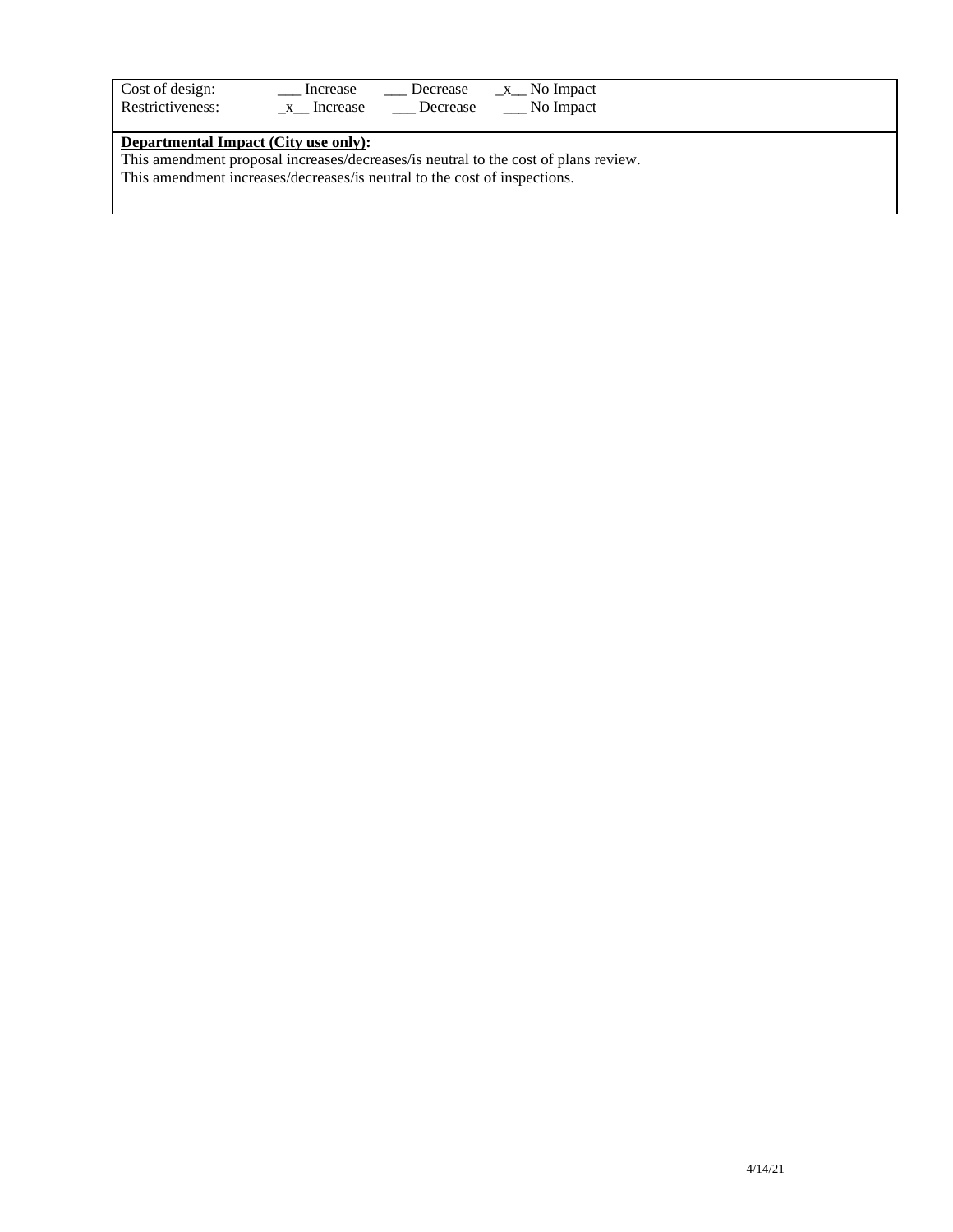| | | | |
|---|---|---|---|
| Cost of design: | ___ Increase | ___ Decrease | _x__ No Impact |
| Restrictiveness: | _x__ Increase | ___ Decrease | ___ No Impact |

**Departmental Impact (City use only):**

This amendment proposal increases/decreases/is neutral to the cost of plans review.

This amendment increases/decreases/is neutral to the cost of inspections.

4/14/21